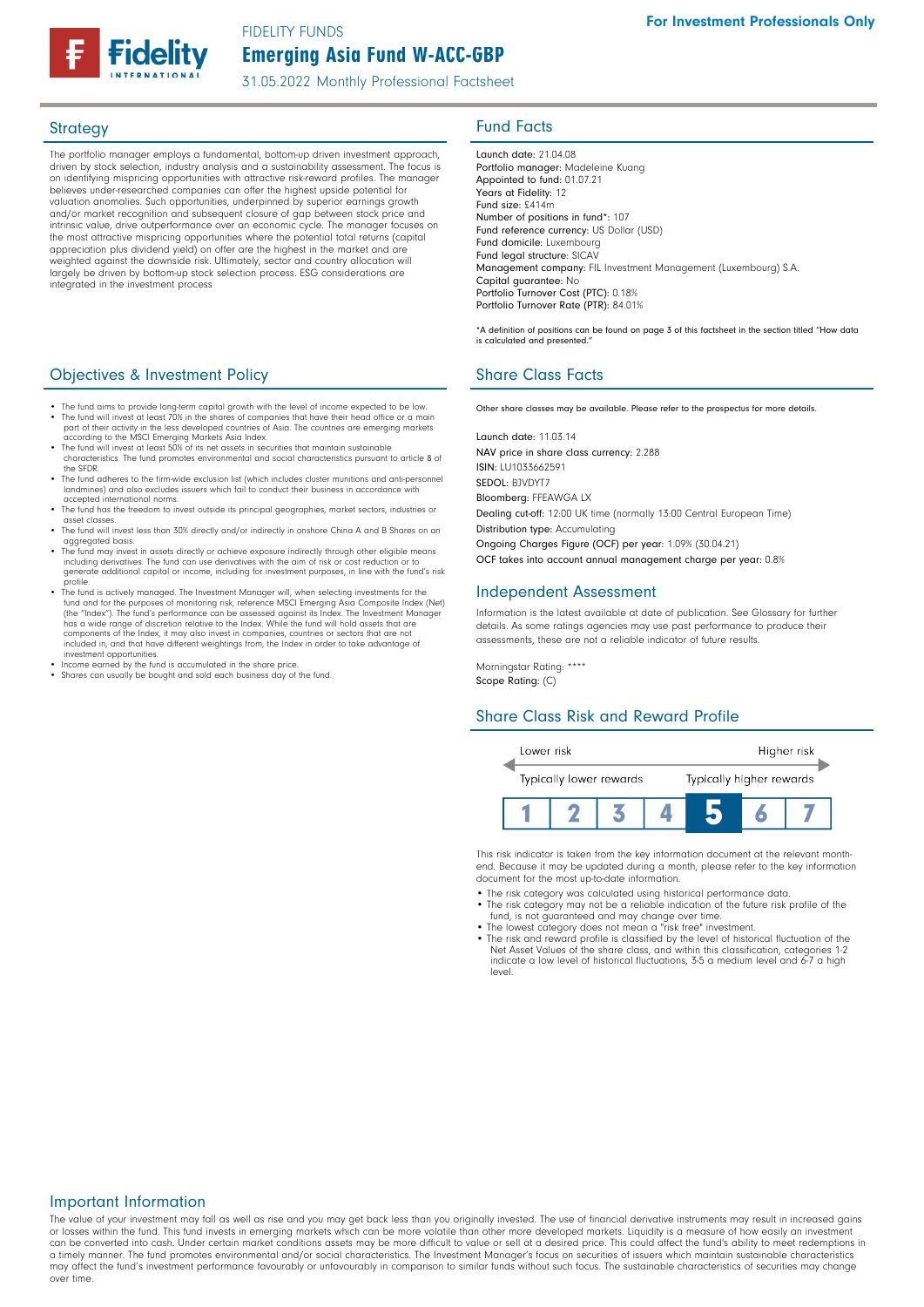FIDELITY FUNDS

# Emerging Asia Fund W-ACC-GBP

31.05.2022 Monthly Professional Factsheet

For Investment Professionals Only

## Strategy

The portfolio manager employs a fundamental, bottom-up driven investment approach, driven by stock selection, industry analysis and a sustainability assessment. The focus is on identifying mispricing opportunities with attractive risk-reward profiles. The manager believes under-researched companies can offer the highest upside potential for valuation anomalies. Such opportunities, underpinned by superior earnings growth and/or market recognition and subsequent closure of gap between stock price and intrinsic value, drive outperformance over an economic cycle. The manager focuses on the most attractive mispricing opportunities where the potential total returns (capital appreciation plus dividend yield) on offer are the highest in the market and are weighted against the downside risk. Ultimately, sector and country allocation will largely be driven by bottom-up stock selection process. ESG considerations are integrated in the investment process

## Objectives & Investment Policy

- The fund aims to provide long-term capital growth with the level of income expected to be low.
- The fund will invest at least 70% in the shares of companies that have their head office or a main part of their activity in the less developed countries of Asia. The countries are emerging markets according to the MSCI Emerging Markets Asia Index.
- The fund will invest at least 50% of its net assets in securities that maintain sustainable characteristics. The fund promotes environmental and social characteristics pursuant to article 8 of the SFDR.
- The fund adheres to the firm-wide exclusion list (which includes cluster munitions and anti-personnel landmines) and also excludes issuers which fail to conduct their business in accordance with accepted international norms.
- The fund has the freedom to invest outside its principal geographies, market sectors, industries or asset classes.
- The fund will invest less than 30% directly and/or indirectly in onshore China A and B Shares on an aggregated basis.
- The fund may invest in assets directly or achieve exposure indirectly through other eligible means including derivatives. The fund can use derivatives with the aim of risk or cost reduction or to generate additional capital or income, including for investment purposes, in line with the fund's risk profile.
- The fund is actively managed. The Investment Manager will, when selecting investments for the fund and for the purposes of monitoring risk, reference MSCI Emerging Asia Composite Index (Net) (the "Index"). The fund's performance can be assessed against its Index. The Investment Manager has a wide range of discretion relative to the Index. While the fund will hold assets that are components of the Index, it may also invest in companies, countries or sectors that are not included in, and that have different weightings from, the Index in order to take advantage of investment opportunities.
- Income earned by the fund is accumulated in the share price.
- Shares can usually be bought and sold each business day of the fund.

## Fund Facts

**Launch date:** 21.04.08
**Portfolio manager:** Madeleine Kuang
**Appointed to fund:** 01.07.21
**Years at Fidelity:** 12
**Fund size:** £414m
**Number of positions in fund*:** 107
**Fund reference currency:** US Dollar (USD)
**Fund domicile:** Luxembourg
**Fund legal structure:** SICAV
**Management company:** FIL Investment Management (Luxembourg) S.A.
**Capital guarantee:** No
**Portfolio Turnover Cost (PTC):** 0.18%
**Portfolio Turnover Rate (PTR):** 84.01%

*A definition of positions can be found on page 3 of this factsheet in the section titled "How data is calculated and presented."

## Share Class Facts

Other share classes may be available. Please refer to the prospectus for more details.

**Launch date:** 11.03.14
**NAV price in share class currency:** 2.288
**ISIN:** LU1033662591
**SEDOL:** BJVDYT7
**Bloomberg:** FFEAWGA LX
**Dealing cut-off:** 12:00 UK time (normally 13:00 Central European Time)
**Distribution type:** Accumulating
**Ongoing Charges Figure (OCF) per year:** 1.09% (30.04.21)
**OCF takes into account annual management charge per year:** 0.8%

## Independent Assessment

Information is the latest available at date of publication. See Glossary for further details. As some ratings agencies may use past performance to produce their assessments, these are not a reliable indicator of future results.

Morningstar Rating: ****
Scope Rating: (C)

## Share Class Risk and Reward Profile

Lower risk — Higher risk
Typically lower rewards — Typically higher rewards

| 1 | 2 | 3 | 4 | **5** | 6 | 7 |
|---|---|---|---|---|---|---|

This risk indicator is taken from the key information document at the relevant month-end. Because it may be updated during a month, please refer to the key information document for the most up-to-date information.

- The risk category was calculated using historical performance data.
- The risk category may not be a reliable indication of the future risk profile of the fund, is not guaranteed and may change over time.
- The lowest category does not mean a "risk free" investment.
- The risk and reward profile is classified by the level of historical fluctuation of the Net Asset Values of the share class, and within this classification, categories 1-2 indicate a low level of historical fluctuations, 3-5 a medium level and 6-7 a high level.

## Important Information

The value of your investment may fall as well as rise and you may get back less than you originally invested. The use of financial derivative instruments may result in increased gains or losses within the fund. This fund invests in emerging markets which can be more volatile than other more developed markets. Liquidity is a measure of how easily an investment can be converted into cash. Under certain market conditions assets may be more difficult to value or sell at a desired price. This could affect the fund's ability to meet redemptions in a timely manner. The fund promotes environmental and/or social characteristics. The Investment Manager's focus on securities of issuers which maintain sustainable characteristics may affect the fund's investment performance favourably or unfavourably in comparison to similar funds without such focus. The sustainable characteristics of securities may change over time.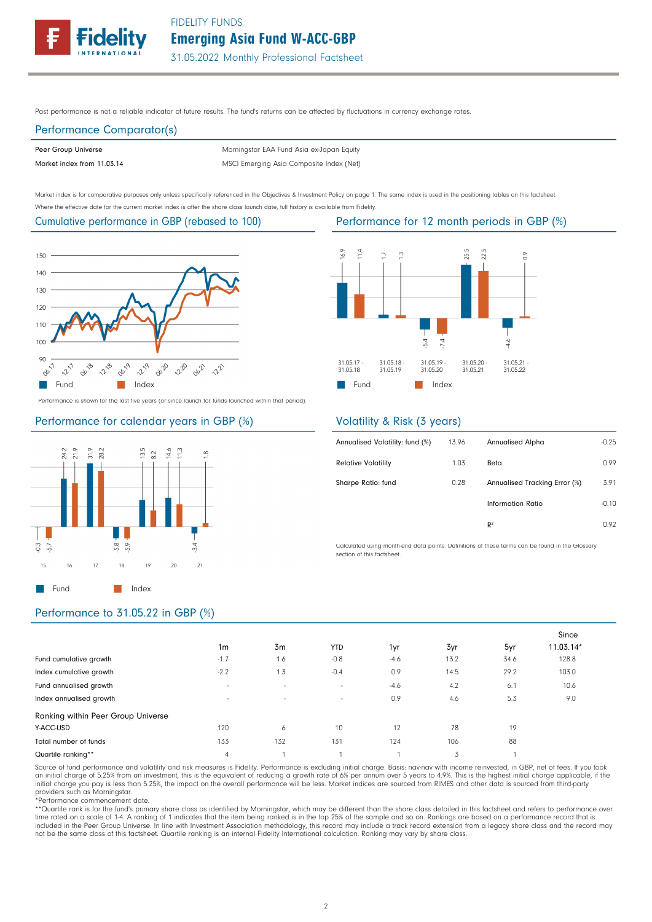Past performance is not a reliable indicator of future results. The fund's returns can be affected by fluctuations in currency exchange rates.

## Performance Comparator(s)

| | |
|---|---|
| Peer Group Universe | Morningstar EAA Fund Asia ex-Japan Equity |
| Market index from 11.03.14 | MSCI Emerging Asia Composite Index (Net) |

Market index is for comparative purposes only unless specifically referenced in the Objectives & Investment Policy on page 1. The same index is used in the positioning tables on this factsheet.
Where the effective date for the current market index is after the share class launch date, full history is available from Fidelity.

## Cumulative performance in GBP (rebased to 100)

Performance is shown for the last five years (or since launch for funds launched within that period).

## Performance for 12 month periods in GBP (%)

| | 31.05.17 - 31.05.18 | 31.05.18 - 31.05.19 | 31.05.19 - 31.05.20 | 31.05.20 - 31.05.21 | 31.05.21 - 31.05.22 |
|---|---|---|---|---|---|
| Fund | 16.9 | 1.7 | -5.4 | 25.5 | -4.6 |
| Index | 11.4 | 1.3 | -7.4 | 22.5 | 0.9 |

## Performance for calendar years in GBP (%)

| | 15 | 16 | 17 | 18 | 19 | 20 | 21 |
|---|---|---|---|---|---|---|---|
| Fund | -0.3 | 24.2 | 31.9 | -5.8 | 13.5 | 14.6 | -3.4 |
| Index | -5.7 | 21.9 | 28.2 | -5.9 | 8.2 | 11.3 | 1.8 |

## Volatility & Risk (3 years)

| | | | |
|---|---|---|---|
| Annualised Volatility: fund (%) | 13.96 | Annualised Alpha | -0.25 |
| Relative Volatility | 1.03 | Beta | 0.99 |
| Sharpe Ratio: fund | 0.28 | Annualised Tracking Error (%) | 3.91 |
| | | Information Ratio | -0.10 |
| | | $R^2$ | 0.92 |

Calculated using month-end data points. Definitions of these terms can be found in the Glossary section of this factsheet.

## Performance to 31.05.22 in GBP (%)

| | 1m | 3m | YTD | 1yr | 3yr | 5yr | Since 11.03.14* |
|---|---|---|---|---|---|---|---|
| Fund cumulative growth | -1.7 | 1.6 | -0.8 | -4.6 | 13.2 | 34.6 | 128.8 |
| Index cumulative growth | -2.2 | 1.3 | -0.4 | 0.9 | 14.5 | 29.2 | 103.0 |
| Fund annualised growth | - | - | - | -4.6 | 4.2 | 6.1 | 10.6 |
| Index annualised growth | - | - | - | 0.9 | 4.6 | 5.3 | 9.0 |
| **Ranking within Peer Group Universe** | | | | | | | |
| Y-ACC-USD | 120 | 6 | 10 | 12 | 78 | 19 | |
| Total number of funds | 133 | 132 | 131 | 124 | 106 | 88 | |
| Quartile ranking** | 4 | 1 | 1 | 1 | 3 | 1 | |

Source of fund performance and volatility and risk measures is Fidelity. Performance is excluding initial charge. Basis: nav-nav with income reinvested, in GBP, net of fees. If you took an initial charge of 5.25% from an investment, this is the equivalent of reducing a growth rate of 6% per annum over 5 years to 4.9%. This is the highest initial charge applicable, if the initial charge you pay is less than 5.25%, the impact on the overall performance will be less. Market indices are sourced from RIMES and other data is sourced from third-party providers such as Morningstar.
*Performance commencement date.
**Quartile rank is for the fund's primary share class as identified by Morningstar, which may be different than the share class detailed in this factsheet and refers to performance over time rated on a scale of 1-4. A ranking of 1 indicates that the item being ranked is in the top 25% of the sample and so on. Rankings are based on a performance record that is included in the Peer Group Universe. In line with Investment Association methodology, this record may include a track record extension from a legacy share class and the record may not be the same class of this factsheet. Quartile ranking is an internal Fidelity International calculation. Ranking may vary by share class.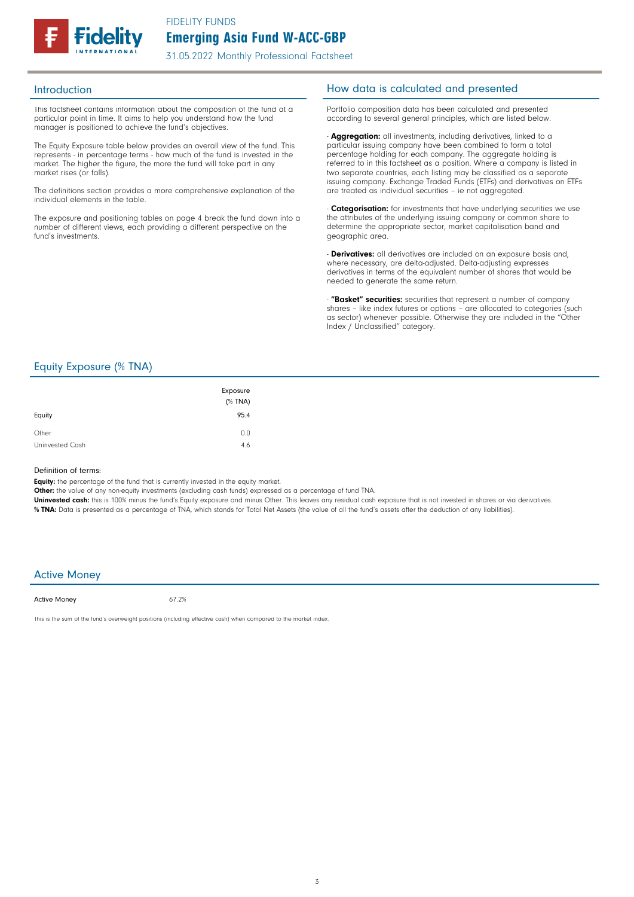FIDELITY FUNDS

# Emerging Asia Fund W-ACC-GBP

31.05.2022 Monthly Professional Factsheet

## Introduction

This factsheet contains information about the composition of the fund at a particular point in time. It aims to help you understand how the fund manager is positioned to achieve the fund's objectives.

The Equity Exposure table below provides an overall view of the fund. This represents - in percentage terms - how much of the fund is invested in the market. The higher the figure, the more the fund will take part in any market rises (or falls).

The definitions section provides a more comprehensive explanation of the individual elements in the table.

The exposure and positioning tables on page 4 break the fund down into a number of different views, each providing a different perspective on the fund's investments.

## How data is calculated and presented

Portfolio composition data has been calculated and presented according to several general principles, which are listed below.

- **Aggregation:** all investments, including derivatives, linked to a particular issuing company have been combined to form a total percentage holding for each company. The aggregate holding is referred to in this factsheet as a position. Where a company is listed in two separate countries, each listing may be classified as a separate issuing company. Exchange Traded Funds (ETFs) and derivatives on ETFs are treated as individual securities – ie not aggregated.

- **Categorisation:** for investments that have underlying securities we use the attributes of the underlying issuing company or common share to determine the appropriate sector, market capitalisation band and geographic area.

- **Derivatives:** all derivatives are included on an exposure basis and, where necessary, are delta-adjusted. Delta-adjusting expresses derivatives in terms of the equivalent number of shares that would be needed to generate the same return.

- **"Basket" securities:** securities that represent a number of company shares – like index futures or options – are allocated to categories (such as sector) whenever possible. Otherwise they are included in the "Other Index / Unclassified" category.

## Equity Exposure (% TNA)

| | Exposure (% TNA) |
|---|---|
| Equity | 95.4 |
| Other | 0.0 |
| Uninvested Cash | 4.6 |

Definition of terms:

**Equity:** the percentage of the fund that is currently invested in the equity market.

**Other:** the value of any non-equity investments (excluding cash funds) expressed as a percentage of fund TNA.

**Uninvested cash:** this is 100% minus the fund's Equity exposure and minus Other. This leaves any residual cash exposure that is not invested in shares or via derivatives.

**% TNA:** Data is presented as a percentage of TNA, which stands for Total Net Assets (the value of all the fund's assets after the deduction of any liabilities).

## Active Money

| Active Money | 67.2% |
|---|---|

This is the sum of the fund's overweight positions (including effective cash) when compared to the market index.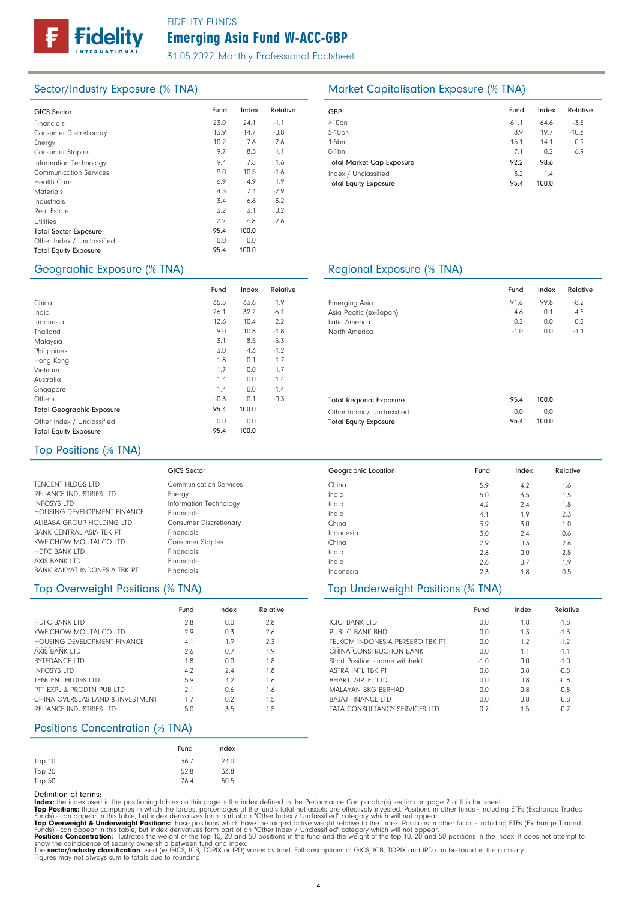# FIDELITY FUNDS

## Emerging Asia Fund W-ACC-GBP

31.05.2022 Monthly Professional Factsheet

## Sector/Industry Exposure (% TNA)

| GICS Sector | Fund | Index | Relative |
|---|---|---|---|
| Financials | 23.0 | 24.1 | -1.1 |
| Consumer Discretionary | 13.9 | 14.7 | -0.8 |
| Energy | 10.2 | 7.6 | 2.6 |
| Consumer Staples | 9.7 | 8.5 | 1.1 |
| Information Technology | 9.4 | 7.8 | 1.6 |
| Communication Services | 9.0 | 10.5 | -1.6 |
| Health Care | 6.9 | 4.9 | 1.9 |
| Materials | 4.5 | 7.4 | -2.9 |
| Industrials | 3.4 | 6.6 | -3.2 |
| Real Estate | 3.2 | 3.1 | 0.2 |
| Utilities | 2.2 | 4.8 | -2.6 |
| Total Sector Exposure | 95.4 | 100.0 | |
| Other Index / Unclassified | 0.0 | 0.0 | |
| Total Equity Exposure | 95.4 | 100.0 | |

## Market Capitalisation Exposure (% TNA)

| GBP | Fund | Index | Relative |
|---|---|---|---|
| >10bn | 61.1 | 64.6 | -3.5 |
| 5-10bn | 8.9 | 19.7 | -10.8 |
| 1-5bn | 15.1 | 14.1 | 0.9 |
| 0-1bn | 7.1 | 0.2 | 6.9 |
| Total Market Cap Exposure | 92.2 | 98.6 | |
| Index / Unclassified | 3.2 | 1.4 | |
| Total Equity Exposure | 95.4 | 100.0 | |

## Geographic Exposure (% TNA)

| | Fund | Index | Relative |
|---|---|---|---|
| China | 35.5 | 33.6 | 1.9 |
| India | 26.1 | 32.2 | -6.1 |
| Indonesia | 12.6 | 10.4 | 2.2 |
| Thailand | 9.0 | 10.8 | -1.8 |
| Malaysia | 3.1 | 8.5 | -5.3 |
| Philippines | 3.0 | 4.3 | -1.2 |
| Hong Kong | 1.8 | 0.1 | 1.7 |
| Vietnam | 1.7 | 0.0 | 1.7 |
| Australia | 1.4 | 0.0 | 1.4 |
| Singapore | 1.4 | 0.0 | 1.4 |
| Others | -0.3 | 0.1 | -0.3 |
| Total Geographic Exposure | 95.4 | 100.0 | |
| Other Index / Unclassified | 0.0 | 0.0 | |
| Total Equity Exposure | 95.4 | 100.0 | |

## Regional Exposure (% TNA)

| | Fund | Index | Relative |
|---|---|---|---|
| Emerging Asia | 91.6 | 99.8 | -8.2 |
| Asia Pacific (ex-Japan) | 4.6 | 0.1 | 4.5 |
| Latin America | 0.2 | 0.0 | 0.2 |
| North America | -1.0 | 0.0 | -1.1 |
| Total Regional Exposure | 95.4 | 100.0 | |
| Other Index / Unclassified | 0.0 | 0.0 | |
| Total Equity Exposure | 95.4 | 100.0 | |

## Top Positions (% TNA)

| | GICS Sector | Geographic Location | Fund | Index | Relative |
|---|---|---|---|---|---|
| TENCENT HLDGS LTD | Communication Services | China | 5.9 | 4.2 | 1.6 |
| RELIANCE INDUSTRIES LTD | Energy | India | 5.0 | 3.5 | 1.5 |
| INFOSYS LTD | Information Technology | India | 4.2 | 2.4 | 1.8 |
| HOUSING DEVELOPMENT FINANCE | Financials | India | 4.1 | 1.9 | 2.3 |
| ALIBABA GROUP HOLDING LTD | Consumer Discretionary | China | 3.9 | 3.0 | 1.0 |
| BANK CENTRAL ASIA TBK PT | Financials | Indonesia | 3.0 | 2.4 | 0.6 |
| KWEICHOW MOUTAI CO LTD | Consumer Staples | China | 2.9 | 0.3 | 2.6 |
| HDFC BANK LTD | Financials | India | 2.8 | 0.0 | 2.8 |
| AXIS BANK LTD | Financials | India | 2.6 | 0.7 | 1.9 |
| BANK RAKYAT INDONESIA TBK PT | Financials | Indonesia | 2.3 | 1.8 | 0.5 |

## Top Overweight Positions (% TNA)

| | Fund | Index | Relative |
|---|---|---|---|
| HDFC BANK LTD | 2.8 | 0.0 | 2.8 |
| KWEICHOW MOUTAI CO LTD | 2.9 | 0.3 | 2.6 |
| HOUSING DEVELOPMENT FINANCE | 4.1 | 1.9 | 2.3 |
| AXIS BANK LTD | 2.6 | 0.7 | 1.9 |
| BYTEDANCE LTD | 1.8 | 0.0 | 1.8 |
| INFOSYS LTD | 4.2 | 2.4 | 1.8 |
| TENCENT HLDGS LTD | 5.9 | 4.2 | 1.6 |
| PTT EXPL & PRODTN PUB LTD | 2.1 | 0.6 | 1.6 |
| CHINA OVERSEAS LAND & INVESTMENT | 1.7 | 0.2 | 1.5 |
| RELIANCE INDUSTRIES LTD | 5.0 | 3.5 | 1.5 |

## Top Underweight Positions (% TNA)

| | Fund | Index | Relative |
|---|---|---|---|
| ICICI BANK LTD | 0.0 | 1.8 | -1.8 |
| PUBLIC BANK BHD | 0.0 | 1.3 | -1.3 |
| TELKOM INDONESIA PERSERO TBK PT | 0.0 | 1.2 | -1.2 |
| CHINA CONSTRUCTION BANK | 0.0 | 1.1 | -1.1 |
| Short Position - name withheld | -1.0 | 0.0 | -1.0 |
| ASTRA INTL TBK PT | 0.0 | 0.8 | -0.8 |
| BHARTI AIRTEL LTD | 0.0 | 0.8 | -0.8 |
| MALAYAN BKG BERHAD | 0.0 | 0.8 | -0.8 |
| BAJAJ FINANCE LTD | 0.0 | 0.8 | -0.8 |
| TATA CONSULTANCY SERVICES LTD | 0.7 | 1.5 | -0.7 |

## Positions Concentration (% TNA)

| | Fund | Index |
|---|---|---|
| Top 10 | 36.7 | 24.0 |
| Top 20 | 52.8 | 33.8 |
| Top 50 | 76.4 | 50.5 |

Definition of terms:

**Index:** the index used in the positioning tables on this page is the index defined in the Performance Comparator(s) section on page 2 of this factsheet.

**Top Positions:** those companies in which the largest percentages of the fund's total net assets are effectively invested. Positions in other funds - including ETFs (Exchange Traded Funds) - can appear in this table, but index derivatives form part of an "Other Index / Unclassified" category which will not appear.

**Top Overweight & Underweight Positions:** those positions which have the largest active weight relative to the index. Positions in other funds - including ETFs (Exchange Traded Funds) - can appear in this table, but index derivatives form part of an "Other Index / Unclassified" category which will not appear.

**Positions Concentration:** illustrates the weight of the top 10, 20 and 50 positions in the fund and the weight of the top 10, 20 and 50 positions in the index. It does not attempt to show the coincidence of security ownership between fund and index.

The **sector/industry classification** used (ie GICS, ICB, TOPIX or IPD) varies by fund. Full descriptions of GICS, ICB, TOPIX and IPD can be found in the glossary.

Figures may not always sum to totals due to rounding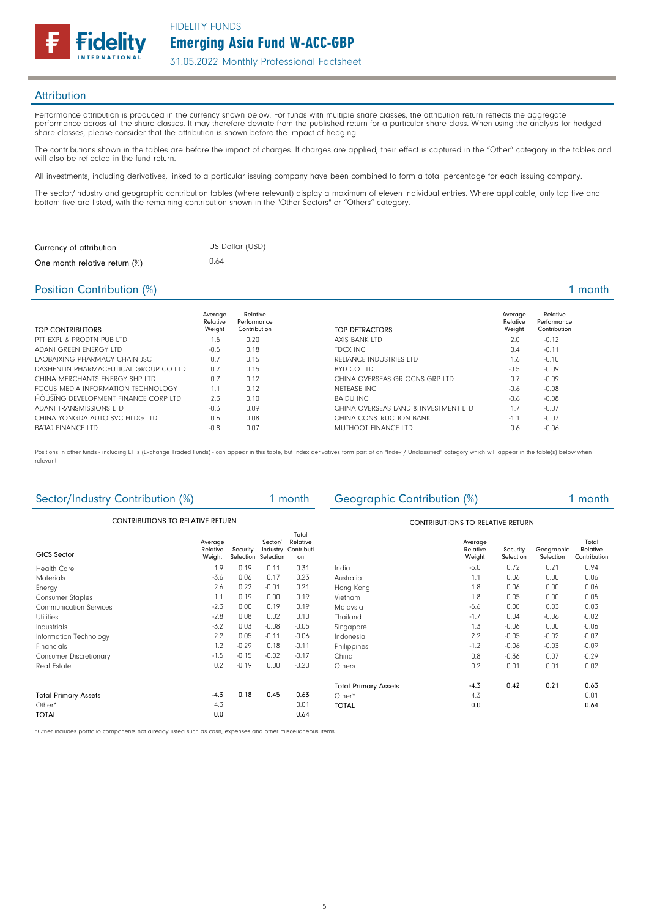## Attribution

Performance attribution is produced in the currency shown below. For funds with multiple share classes, the attribution return reflects the aggregate performance across all the share classes. It may therefore deviate from the published return for a particular share class. When using the analysis for hedged share classes, please consider that the attribution is shown before the impact of hedging.

The contributions shown in the tables are before the impact of charges. If charges are applied, their effect is captured in the "Other" category in the tables and will also be reflected in the fund return.

All investments, including derivatives, linked to a particular issuing company have been combined to form a total percentage for each issuing company.

The sector/industry and geographic contribution tables (where relevant) display a maximum of eleven individual entries. Where applicable, only top five and bottom five are listed, with the remaining contribution shown in the "Other Sectors" or "Others" category.

| | |
|---|---|
| Currency of attribution | US Dollar (USD) |
| One month relative return (%) | 0.64 |

## Position Contribution (%) — 1 month

| TOP CONTRIBUTORS | Average Relative Weight | Relative Performance Contribution |
|---|---|---|
| PTT EXPL & PRODTN PUB LTD | 1.5 | 0.20 |
| ADANI GREEN ENERGY LTD | -0.5 | 0.18 |
| LAOBAIXING PHARMACY CHAIN JSC | 0.7 | 0.15 |
| DASHENLIN PHARMACEUTICAL GROUP CO LTD | 0.7 | 0.15 |
| CHINA MERCHANTS ENERGY SHP LTD | 0.7 | 0.12 |
| FOCUS MEDIA INFORMATION TECHNOLOGY | 1.1 | 0.12 |
| HOUSING DEVELOPMENT FINANCE CORP LTD | 2.3 | 0.10 |
| ADANI TRANSMISSIONS LTD | -0.3 | 0.09 |
| CHINA YONGDA AUTO SVC HLDG LTD | 0.6 | 0.08 |
| BAJAJ FINANCE LTD | -0.8 | 0.07 |

| TOP DETRACTORS | Average Relative Weight | Relative Performance Contribution |
|---|---|---|
| AXIS BANK LTD | 2.0 | -0.12 |
| TDCX INC | 0.4 | -0.11 |
| RELIANCE INDUSTRIES LTD | 1.6 | -0.10 |
| BYD CO LTD | -0.5 | -0.09 |
| CHINA OVERSEAS GR OCNS GRP LTD | 0.7 | -0.09 |
| NETEASE INC | -0.6 | -0.08 |
| BAIDU INC | -0.6 | -0.08 |
| CHINA OVERSEAS LAND & INVESTMENT LTD | 1.7 | -0.07 |
| CHINA CONSTRUCTION BANK | -1.1 | -0.07 |
| MUTHOOT FINANCE LTD | 0.6 | -0.06 |

Positions in other funds - including ETFs (Exchange Traded Funds) - can appear in this table, but index derivatives form part of an "Index / Unclassified" category which will appear in the table(s) below when relevant.

## Sector/Industry Contribution (%) — 1 month

CONTRIBUTIONS TO RELATIVE RETURN

| GICS Sector | Average Relative Weight | Security Selection | Sector/ Industry Selection | Total Relative Contribution |
|---|---|---|---|---|
| Health Care | 1.9 | 0.19 | 0.11 | 0.31 |
| Materials | -3.6 | 0.06 | 0.17 | 0.23 |
| Energy | 2.6 | 0.22 | -0.01 | 0.21 |
| Consumer Staples | 1.1 | 0.19 | 0.00 | 0.19 |
| Communication Services | -2.3 | 0.00 | 0.19 | 0.19 |
| Utilities | -2.8 | 0.08 | 0.02 | 0.10 |
| Industrials | -3.2 | 0.03 | -0.08 | -0.05 |
| Information Technology | 2.2 | 0.05 | -0.11 | -0.06 |
| Financials | 1.2 | -0.29 | 0.18 | -0.11 |
| Consumer Discretionary | -1.5 | -0.15 | -0.02 | -0.17 |
| Real Estate | 0.2 | -0.19 | 0.00 | -0.20 |
| Total Primary Assets | -4.3 | 0.18 | 0.45 | 0.63 |
| Other* | 4.3 | | | 0.01 |
| TOTAL | 0.0 | | | 0.64 |

## Geographic Contribution (%) — 1 month

CONTRIBUTIONS TO RELATIVE RETURN

| | Average Relative Weight | Security Selection | Geographic Selection | Total Relative Contribution |
|---|---|---|---|---|
| India | -5.0 | 0.72 | 0.21 | 0.94 |
| Australia | 1.1 | 0.06 | 0.00 | 0.06 |
| Hong Kong | 1.8 | 0.06 | 0.00 | 0.06 |
| Vietnam | 1.8 | 0.05 | 0.00 | 0.05 |
| Malaysia | -5.6 | 0.00 | 0.03 | 0.03 |
| Thailand | -1.7 | 0.04 | -0.06 | -0.02 |
| Singapore | 1.3 | -0.06 | 0.00 | -0.06 |
| Indonesia | 2.2 | -0.05 | -0.02 | -0.07 |
| Philippines | -1.2 | -0.06 | -0.03 | -0.09 |
| China | 0.8 | -0.36 | 0.07 | -0.29 |
| Others | 0.2 | 0.01 | 0.01 | 0.02 |
| Total Primary Assets | -4.3 | 0.42 | 0.21 | 0.63 |
| Other* | 4.3 | | | 0.01 |
| TOTAL | 0.0 | | | 0.64 |

*Other includes portfolio components not already listed such as cash, expenses and other miscellaneous items.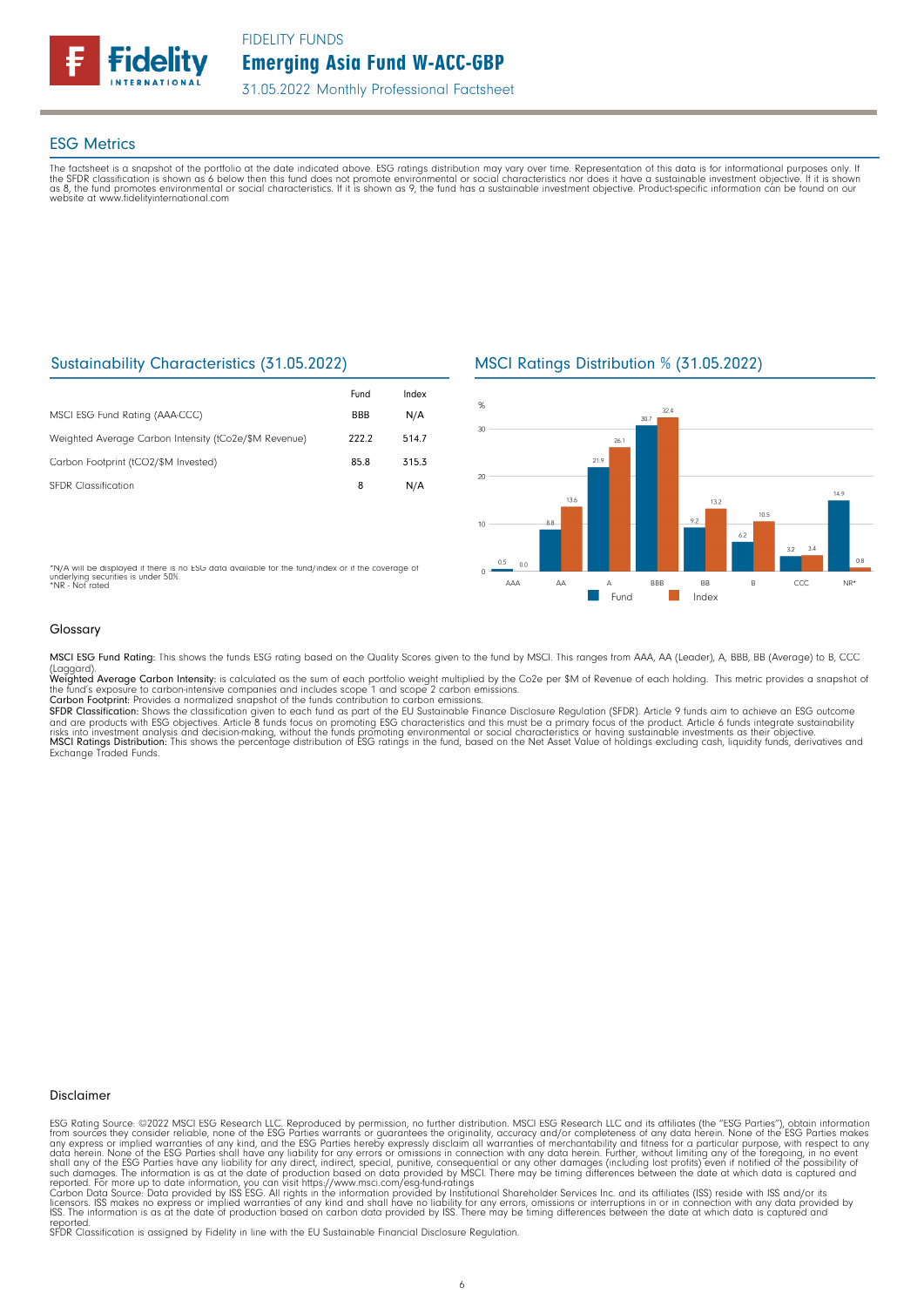# ESG Metrics

The factsheet is a snapshot of the portfolio at the date indicated above. ESG ratings distribution may vary over time. Representation of this data is for informational purposes only. If the SFDR classification is shown as 6 below then this fund does not promote environmental or social characteristics nor does it have a sustainable investment objective. If it is shown as 8, the fund promotes environmental or social characteristics. If it is shown as 9, the fund has a sustainable investment objective. Product-specific information can be found on our website at www.fidelityinternational.com

## Sustainability Characteristics (31.05.2022)

| | Fund | Index |
|---|---|---|
| MSCI ESG Fund Rating (AAA-CCC) | BBB | N/A |
| Weighted Average Carbon Intensity (tCo2e/$M Revenue) | 222.2 | 514.7 |
| Carbon Footprint (tCO2/$M Invested) | 85.8 | 315.3 |
| SFDR Classification | 8 | N/A |

*N/A will be displayed if there is no ESG data available for the fund/index or if the coverage of underlying securities is under 50%.
*NR - Not rated

## MSCI Ratings Distribution % (31.05.2022)

| Rating | Fund | Index |
|---|---|---|
| AAA | 0.5 | 0.0 |
| AA | 8.8 | 13.6 |
| A | 21.9 | 26.1 |
| BBB | 30.7 | 32.4 |
| BB | 9.2 | 13.2 |
| B | 6.2 | 10.5 |
| CCC | 3.2 | 3.4 |
| NR* | 14.9 | 0.8 |

### Glossary

**MSCI ESG Fund Rating:** This shows the funds ESG rating based on the Quality Scores given to the fund by MSCI. This ranges from AAA, AA (Leader), A, BBB, BB (Average) to B, CCC (Laggard).
**Weighted Average Carbon Intensity:** is calculated as the sum of each portfolio weight multiplied by the Co2e per $M of Revenue of each holding. This metric provides a snapshot of the fund's exposure to carbon-intensive companies and includes scope 1 and scope 2 carbon emissions.
**Carbon Footprint:** Provides a normalized snapshot of the funds contribution to carbon emissions.
**SFDR Classification:** Shows the classification given to each fund as part of the EU Sustainable Finance Disclosure Regulation (SFDR). Article 9 funds aim to achieve an ESG outcome and are products with ESG objectives. Article 8 funds focus on promoting ESG characteristics and this must be a primary focus of the product. Article 6 funds integrate sustainability risks into investment analysis and decision-making, without the funds promoting environmental or social characteristics or having sustainable investments as their objective.
**MSCI Ratings Distribution:** This shows the percentage distribution of ESG ratings in the fund, based on the Net Asset Value of holdings excluding cash, liquidity funds, derivatives and Exchange Traded Funds.

### Disclaimer

ESG Rating Source: ©2022 MSCI ESG Research LLC. Reproduced by permission, no further distribution. MSCI ESG Research LLC and its affiliates (the "ESG Parties"), obtain information from sources they consider reliable, none of the ESG Parties warrants or guarantees the originality, accuracy and/or completeness of any data herein. None of the ESG Parties makes any express or implied warranties of any kind, and the ESG Parties hereby expressly disclaim all warranties of merchantability and fitness for a particular purpose, with respect to any data herein. None of the ESG Parties shall have any liability for any errors or omissions in connection with any data herein. Further, without limiting any of the foregoing, in no event shall any of the ESG Parties have any liability for any direct, indirect, special, punitive, consequential or any other damages (including lost profits) even if notified of the possibility of such damages. The information is as at the date of production based on data provided by MSCI. There may be timing differences between the date at which data is captured and reported. For more up to date information, you can visit https://www.msci.com/esg-fund-ratings
Carbon Data Source: Data provided by ISS ESG. All rights in the information provided by Institutional Shareholder Services Inc. and its affiliates (ISS) reside with ISS and/or its licensors. ISS makes no express or implied warranties of any kind and shall have no liability for any errors, omissions or interruptions in or in connection with any data provided by ISS. The information is as at the date of production based on carbon data provided by ISS. There may be timing differences between the date at which data is captured and reported.
SFDR Classification is assigned by Fidelity in line with the EU Sustainable Financial Disclosure Regulation.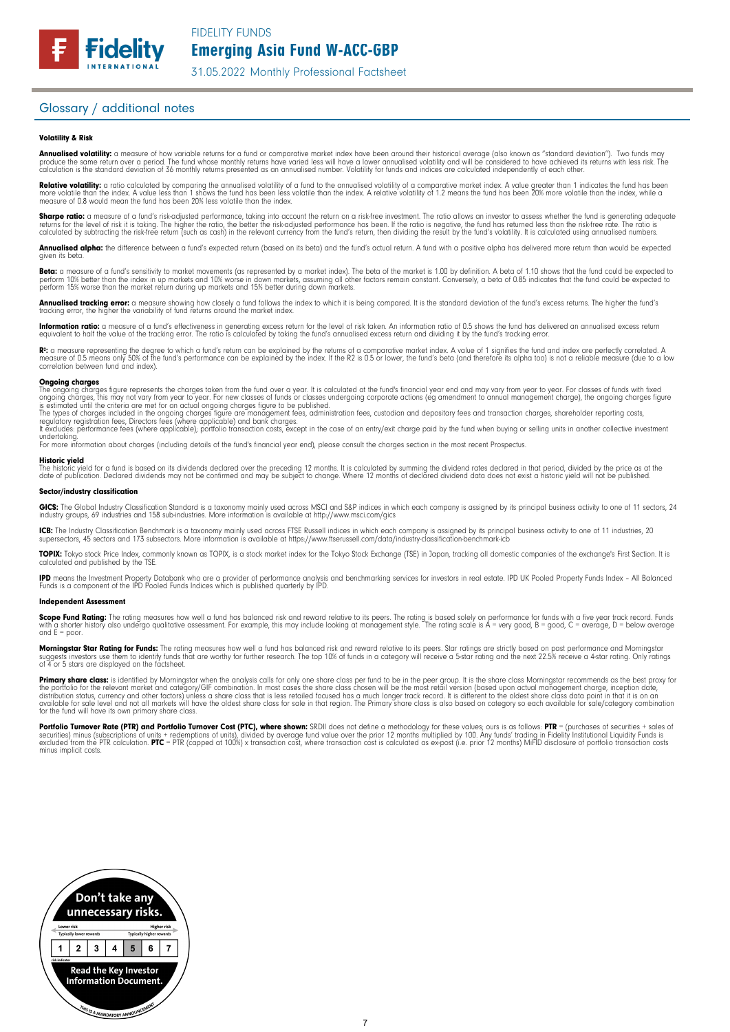## Glossary / additional notes

### Volatility & Risk

**Annualised volatility:** a measure of how variable returns for a fund or comparative market index have been around their historical average (also known as "standard deviation"). Two funds may produce the same return over a period. The fund whose monthly returns have varied less will have a lower annualised volatility and will be considered to have achieved its returns with less risk. The calculation is the standard deviation of 36 monthly returns presented as an annualised number. Volatility for funds and indices are calculated independently of each other.

**Relative volatility:** a ratio calculated by comparing the annualised volatility of a fund to the annualised volatility of a comparative market index. A value greater than 1 indicates the fund has been more volatile than the index. A value less than 1 shows the fund has been less volatile than the index. A relative volatility of 1.2 means the fund has been 20% more volatile than the index, while a measure of 0.8 would mean the fund has been 20% less volatile than the index.

**Sharpe ratio:** a measure of a fund's risk-adjusted performance, taking into account the return on a risk-free investment. The ratio allows an investor to assess whether the fund is generating adequate returns for the level of risk it is taking. The higher the ratio, the better the risk-adjusted performance has been. If the ratio is negative, the fund has returned less than the risk-free rate. The ratio is calculated by subtracting the risk-free return (such as cash) in the relevant currency from the fund's return, then dividing the result by the fund's volatility. It is calculated using annualised numbers.

**Annualised alpha:** the difference between a fund's expected return (based on its beta) and the fund's actual return. A fund with a positive alpha has delivered more return than would be expected given its beta.

**Beta:** a measure of a fund's sensitivity to market movements (as represented by a market index). The beta of the market is 1.00 by definition. A beta of 1.10 shows that the fund could be expected to perform 10% better than the index in up markets and 10% worse in down markets, assuming all other factors remain constant. Conversely, a beta of 0.85 indicates that the fund could be expected to perform 15% worse than the market return during up markets and 15% better during down markets.

**Annualised tracking error:** a measure showing how closely a fund follows the index to which it is being compared. It is the standard deviation of the fund's excess returns. The higher the fund's tracking error, the higher the variability of fund returns around the market index.

**Information ratio:** a measure of a fund's effectiveness in generating excess return for the level of risk taken. An information ratio of 0.5 shows the fund has delivered an annualised excess return equivalent to half the value of the tracking error. The ratio is calculated by taking the fund's annualised excess return and dividing it by the fund's tracking error.

**$R^2$:** a measure representing the degree to which a fund's return can be explained by the returns of a comparative market index. A value of 1 signifies the fund and index are perfectly correlated. A measure of 0.5 means only 50% of the fund's performance can be explained by the index. If the R2 is 0.5 or lower, the fund's beta (and therefore its alpha too) is not a reliable measure (due to a low correlation between fund and index).

**Ongoing charges**
The ongoing charges figure represents the charges taken from the fund over a year. It is calculated at the fund's financial year end and may vary from year to year. For classes of funds with fixed ongoing charges, this may not vary from year to year. For new classes of funds or classes undergoing corporate actions (eg amendment to annual management charge), the ongoing charges figure is estimated until the criteria are met for an actual ongoing charges figure to be published.
The types of charges included in the ongoing charges figure are management fees, administration fees, custodian and depositary fees and transaction charges, shareholder reporting costs, regulatory registration fees, Directors fees (where applicable) and bank charges.
It excludes: performance fees (where applicable); portfolio transaction costs, except in the case of an entry/exit charge paid by the fund when buying or selling units in another collective investment undertaking.
For more information about charges (including details of the fund's financial year end), please consult the charges section in the most recent Prospectus.

**Historic yield**
The historic yield for a fund is based on its dividends declared over the preceding 12 months. It is calculated by summing the dividend rates declared in that period, divided by the price as at the date of publication. Declared dividends may not be confirmed and may be subject to change. Where 12 months of declared dividend data does not exist a historic yield will not be published.

### Sector/industry classification

**GICS:** The Global Industry Classification Standard is a taxonomy mainly used across MSCI and S&P indices in which each company is assigned by its principal business activity to one of 11 sectors, 24 industry groups, 69 industries and 158 sub-industries. More information is available at http://www.msci.com/gics

**ICB:** The Industry Classification Benchmark is a taxonomy mainly used across FTSE Russell indices in which each company is assigned by its principal business activity to one of 11 industries, 20 supersectors, 45 sectors and 173 subsectors. More information is available at https://www.ftserussell.com/data/industry-classification-benchmark-icb

**TOPIX:** Tokyo stock Price Index, commonly known as TOPIX, is a stock market index for the Tokyo Stock Exchange (TSE) in Japan, tracking all domestic companies of the exchange's First Section. It is calculated and published by the TSE.

**IPD** means the Investment Property Databank who are a provider of performance analysis and benchmarking services for investors in real estate. IPD UK Pooled Property Funds Index – All Balanced Funds is a component of the IPD Pooled Funds Indices which is published quarterly by IPD.

### Independent Assessment

**Scope Fund Rating:** The rating measures how well a fund has balanced risk and reward relative to its peers. The rating is based solely on performance for funds with a five year track record. Funds with a shorter history also undergo qualitative assessment. For example, this may include looking at management style. The rating scale is A = very good, B = good, C = average, D = below average and E = poor.

**Morningstar Star Rating for Funds:** The rating measures how well a fund has balanced risk and reward relative to its peers. Star ratings are strictly based on past performance and Morningstar suggests investors use them to identify funds that are worthy for further research. The top 10% of funds in a category will receive a 5-star rating and the next 22.5% receive a 4-star rating. Only ratings of 4 or 5 stars are displayed on the factsheet.

**Primary share class:** is identified by Morningstar when the analysis calls for only one share class per fund to be in the peer group. It is the share class Morningstar recommends as the best proxy for the portfolio for the relevant market and category/GIF combination. In most cases the share class chosen will be the most retail version (based upon actual management charge, inception date, distribution status, currency and other factors) unless a share class that is less retailed focused has a much longer track record. It is different to the oldest share class data point in that it is on an available for sale level and not all markets will have the oldest share class for sale in that region. The Primary share class is also based on category so each available for sale/category combination for the fund will have its own primary share class.

**Portfolio Turnover Rate (PTR) and Portfolio Turnover Cost (PTC), where shown:** SRDII does not define a methodology for these values; ours is as follows: **PTR** = (purchases of securities + sales of securities) minus (subscriptions of units + redemptions of units), divided by average fund value over the prior 12 months multiplied by 100. Any funds' trading in Fidelity Institutional Liquidity Funds is excluded from the PTR calculation. **PTC** = PTR (capped at 100%) x transaction cost, where transaction cost is calculated as ex-post (i.e. prior 12 months) MiFID disclosure of portfolio transaction costs minus implicit costs.

Don't take any unnecessary risks.

| Lower risk | | | | | | Higher risk |
|---|---|---|---|---|---|---|
| Typically lower rewards | | | | | | Typically higher rewards |
| 1 | 2 | 3 | 4 | 5 | 6 | 7 |

risk indicator

Read the Key Investor Information Document.

THIS IS A MANDATORY ANNOUNCEMENT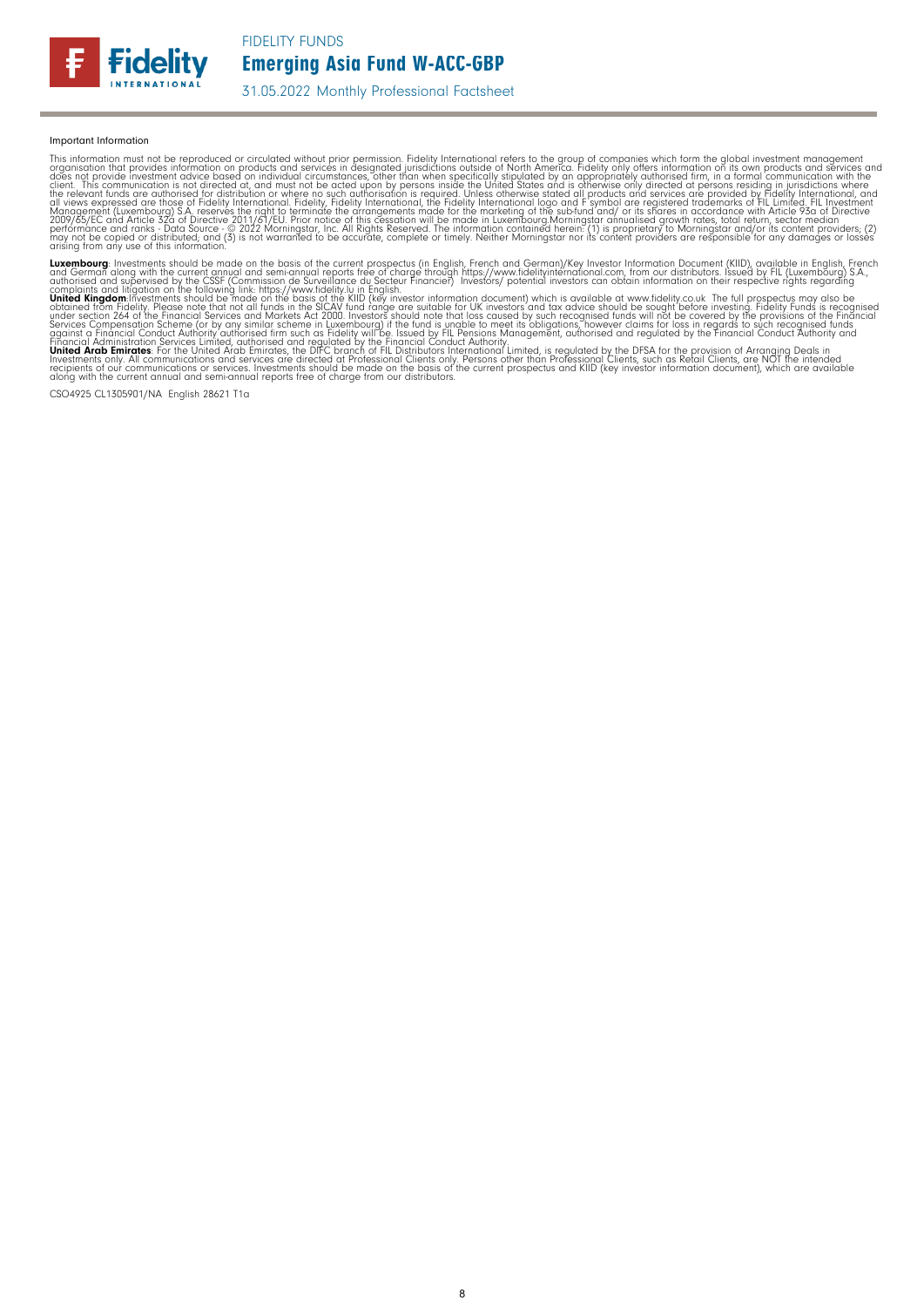#### Important Information

This information must not be reproduced or circulated without prior permission. Fidelity International refers to the group of companies which form the global investment management organisation that provides information on products and services in designated jurisdictions outside of North America. Fidelity only offers information on its own products and services and does not provide investment advice based on individual circumstances, other than when specifically stipulated by an appropriately authorised firm, in a formal communication with the client. This communication is not directed at, and must not be acted upon by persons inside the United States and is otherwise only directed at persons residing in jurisdictions where the relevant funds are authorised for distribution or where no such authorisation is required. Unless otherwise stated all products and services are provided by Fidelity International, and all views expressed are those of Fidelity International. Fidelity, Fidelity International, the Fidelity International logo and F symbol are registered trademarks of FIL Limited. FIL Investment Management (Luxembourg) S.A. reserves the right to terminate the arrangements made for the marketing of the sub-fund and/ or its shares in accordance with Article 93a of Directive 2009/65/EC and Article 32a of Directive 2011/61/EU. Prior notice of this cessation will be made in Luxembourg.Morningstar annualised growth rates, total return, sector median performance and ranks - Data Source - © 2022 Morningstar, Inc. All Rights Reserved. The information contained herein: (1) is proprietary to Morningstar and/or its content providers; (2) may not be copied or distributed; and (3) is not warranted to be accurate, complete or timely. Neither Morningstar nor its content providers are responsible for any damages or losses arising from any use of this information.

**Luxembourg**: Investments should be made on the basis of the current prospectus (in English, French and German)/Key Investor Information Document (KIID), available in English, French and German along with the current annual and semi-annual reports free of charge through https://www.fidelityinternational.com, from our distributors. Issued by FIL (Luxembourg) S.A., authorised and supervised by the CSSF (Commission de Surveillance du Secteur Financier) Investors/ potential investors can obtain information on their respective rights regarding complaints and litigation on the following link: https://www.fidelity.lu in English.
**United Kingdom**:Investments should be made on the basis of the KIID (key investor information document) which is available at www.fidelity.co.uk The full prospectus may also be obtained from Fidelity. Please note that not all funds in the SICAV fund range are suitable for UK investors and tax advice should be sought before investing. Fidelity Funds is recognised under section 264 of the Financial Services and Markets Act 2000. Investors should note that loss caused by such recognised funds will not be covered by the provisions of the Financial Services Compensation Scheme (or by any similar scheme in Luxembourg) if the fund is unable to meet its obligations, however claims for loss in regards to such recognised funds against a Financial Conduct Authority authorised firm such as Fidelity will be. Issued by FIL Pensions Management, authorised and regulated by the Financial Conduct Authority and Financial Administration Services Limited, authorised and regulated by the Financial Conduct Authority.
**United Arab Emirates**: For the United Arab Emirates, the DIFC branch of FIL Distributors International Limited, is regulated by the DFSA for the provision of Arranging Deals in Investments only. All communications and services are directed at Professional Clients only. Persons other than Professional Clients, such as Retail Clients, are NOT the intended recipients of our communications or services. Investments should be made on the basis of the current prospectus and KIID (key investor information document), which are available along with the current annual and semi-annual reports free of charge from our distributors.

CSO4925 CL1305901/NA English 28621 T1a